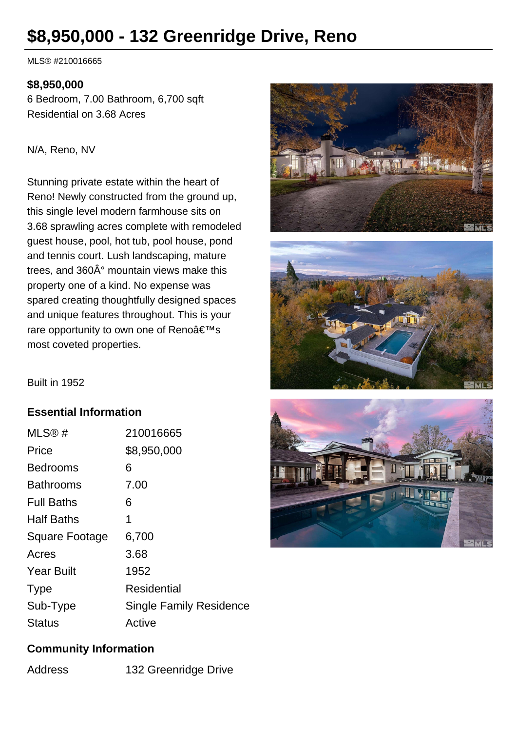# $8,950,000 - 132 Greenridge Drive, Reno

MLS® #210016665

**$8,950,000**
6 Bedroom, 7.00 Bathroom, 6,700 sqft
Residential on 3.68 Acres

N/A, Reno, NV

Stunning private estate within the heart of Reno! Newly constructed from the ground up, this single level modern farmhouse sits on 3.68 sprawling acres complete with remodeled guest house, pool, hot tub, pool house, pond and tennis court. Lush landscaping, mature trees, and 360Â° mountain views make this property one of a kind. No expense was spared creating thoughtfully designed spaces and unique features throughout. This is your rare opportunity to own one of Renoâ€™s most coveted properties.

Built in 1952

## Essential Information

| | |
|---|---|
| MLS® # | 210016665 |
| Price | $8,950,000 |
| Bedrooms | 6 |
| Bathrooms | 7.00 |
| Full Baths | 6 |
| Half Baths | 1 |
| Square Footage | 6,700 |
| Acres | 3.68 |
| Year Built | 1952 |
| Type | Residential |
| Sub-Type | Single Family Residence |
| Status | Active |

## Community Information

| | |
|---|---|
| Address | 132 Greenridge Drive |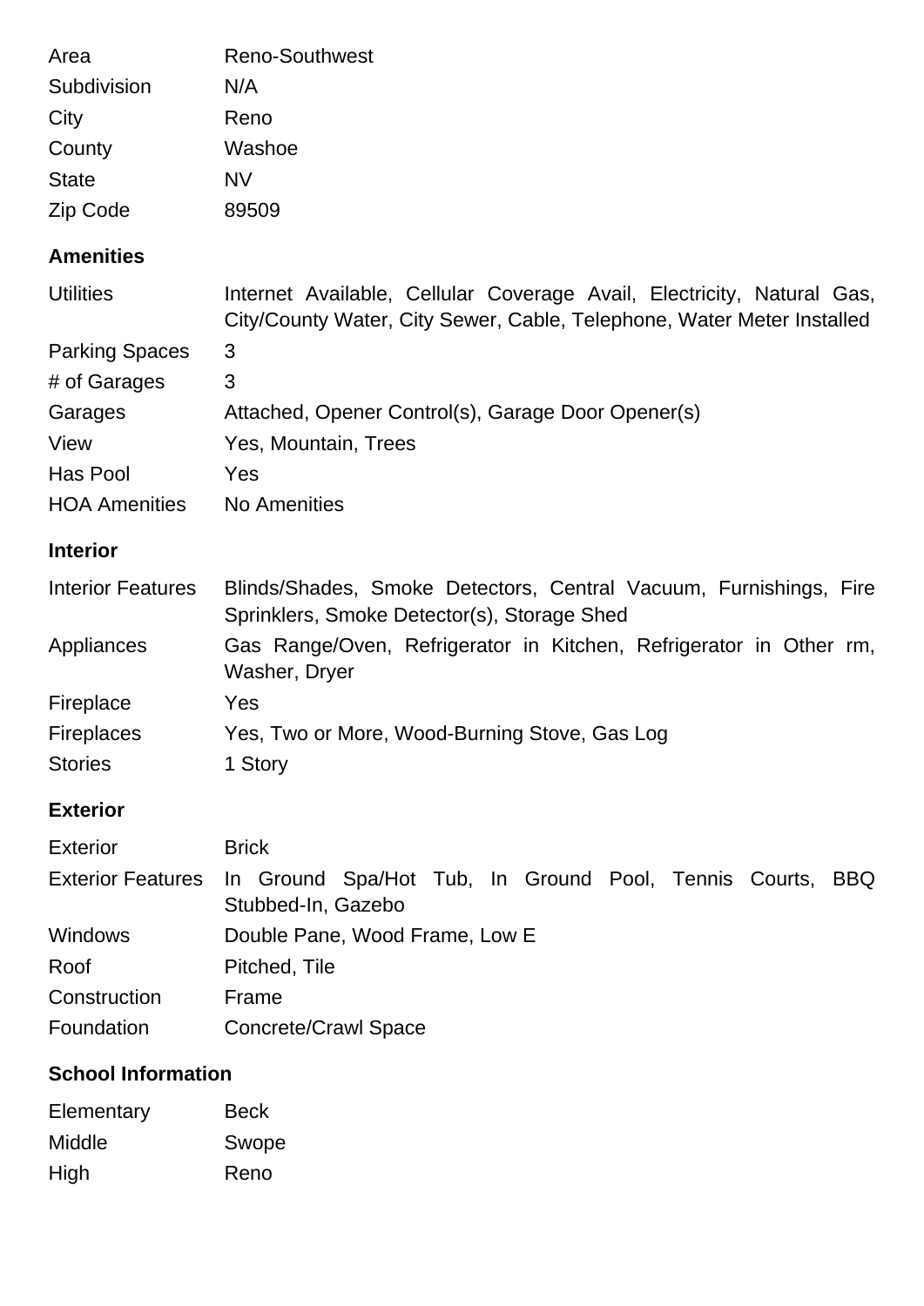| | |
|---|---|
| Area | Reno-Southwest |
| Subdivision | N/A |
| City | Reno |
| County | Washoe |
| State | NV |
| Zip Code | 89509 |

## Amenities

| | |
|---|---|
| Utilities | Internet Available, Cellular Coverage Avail, Electricity, Natural Gas, City/County Water, City Sewer, Cable, Telephone, Water Meter Installed |
| Parking Spaces | 3 |
| # of Garages | 3 |
| Garages | Attached, Opener Control(s), Garage Door Opener(s) |
| View | Yes, Mountain, Trees |
| Has Pool | Yes |
| HOA Amenities | No Amenities |

## Interior

| | |
|---|---|
| Interior Features | Blinds/Shades, Smoke Detectors, Central Vacuum, Furnishings, Fire Sprinklers, Smoke Detector(s), Storage Shed |
| Appliances | Gas Range/Oven, Refrigerator in Kitchen, Refrigerator in Other rm, Washer, Dryer |
| Fireplace | Yes |
| Fireplaces | Yes, Two or More, Wood-Burning Stove, Gas Log |
| Stories | 1 Story |

## Exterior

| | |
|---|---|
| Exterior | Brick |
| Exterior Features | In Ground Spa/Hot Tub, In Ground Pool, Tennis Courts, BBQ Stubbed-In, Gazebo |
| Windows | Double Pane, Wood Frame, Low E |
| Roof | Pitched, Tile |
| Construction | Frame |
| Foundation | Concrete/Crawl Space |

## School Information

| | |
|---|---|
| Elementary | Beck |
| Middle | Swope |
| High | Reno |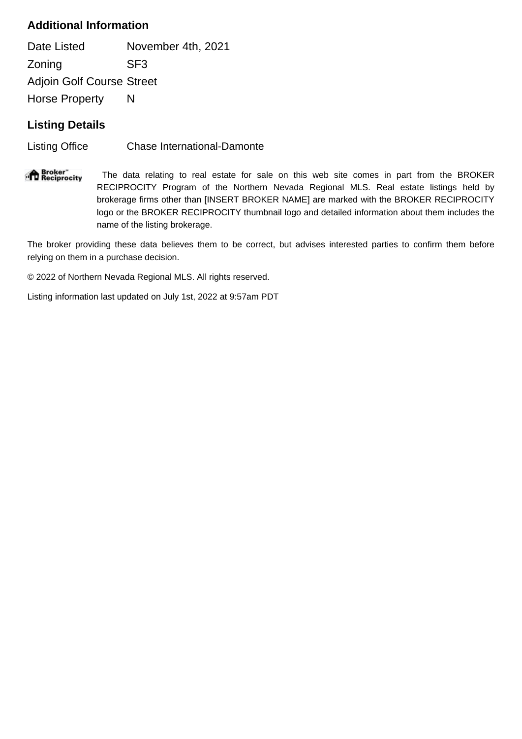## Additional Information

| | |
|---|---|
| Date Listed | November 4th, 2021 |
| Zoning | SF3 |
| Adjoin Golf Course | Street |
| Horse Property | N |

## Listing Details

| | |
|---|---|
| Listing Office | Chase International-Damonte |

The data relating to real estate for sale on this web site comes in part from the BROKER RECIPROCITY Program of the Northern Nevada Regional MLS. Real estate listings held by brokerage firms other than [INSERT BROKER NAME] are marked with the BROKER RECIPROCITY logo or the BROKER RECIPROCITY thumbnail logo and detailed information about them includes the name of the listing brokerage.

The broker providing these data believes them to be correct, but advises interested parties to confirm them before relying on them in a purchase decision.

© 2022 of Northern Nevada Regional MLS. All rights reserved.

Listing information last updated on July 1st, 2022 at 9:57am PDT